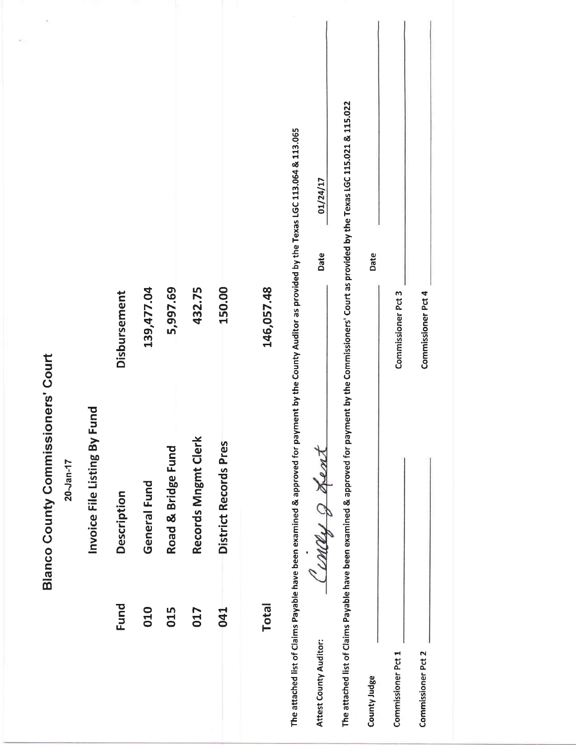# Blanco County Commissioners' Court

20-Jan-17

## Invoice File Listing By Fund

| Fund | Description | Disbursement |
|---|---|---|
| 010 | General Fund | 139,477.04 |
| 015 | Road & Bridge Fund | 5,997.69 |
| 017 | Records Mngmt Clerk | 432.75 |
| 041 | District Records Pres | 150.00 |
| Total | | 146,057.48 |

The attached list of Claims Payable have been examined & approved for payment by the County Auditor as provided by the Texas LGC 113.064 & 113.065

Attest County Auditor: Cindy J Kent  Date 01/24/17

The attached list of Claims Payable have been examined & approved for payment by the Commissioners' Court as provided by the Texas LGC 115.021 & 115.022

County Judge ______________________ Date ______________________

Commissioner Pct 1 ______________________ Commissioner Pct 3 ______________________

Commissioner Pct 2 ______________________ Commissioner Pct 4 ______________________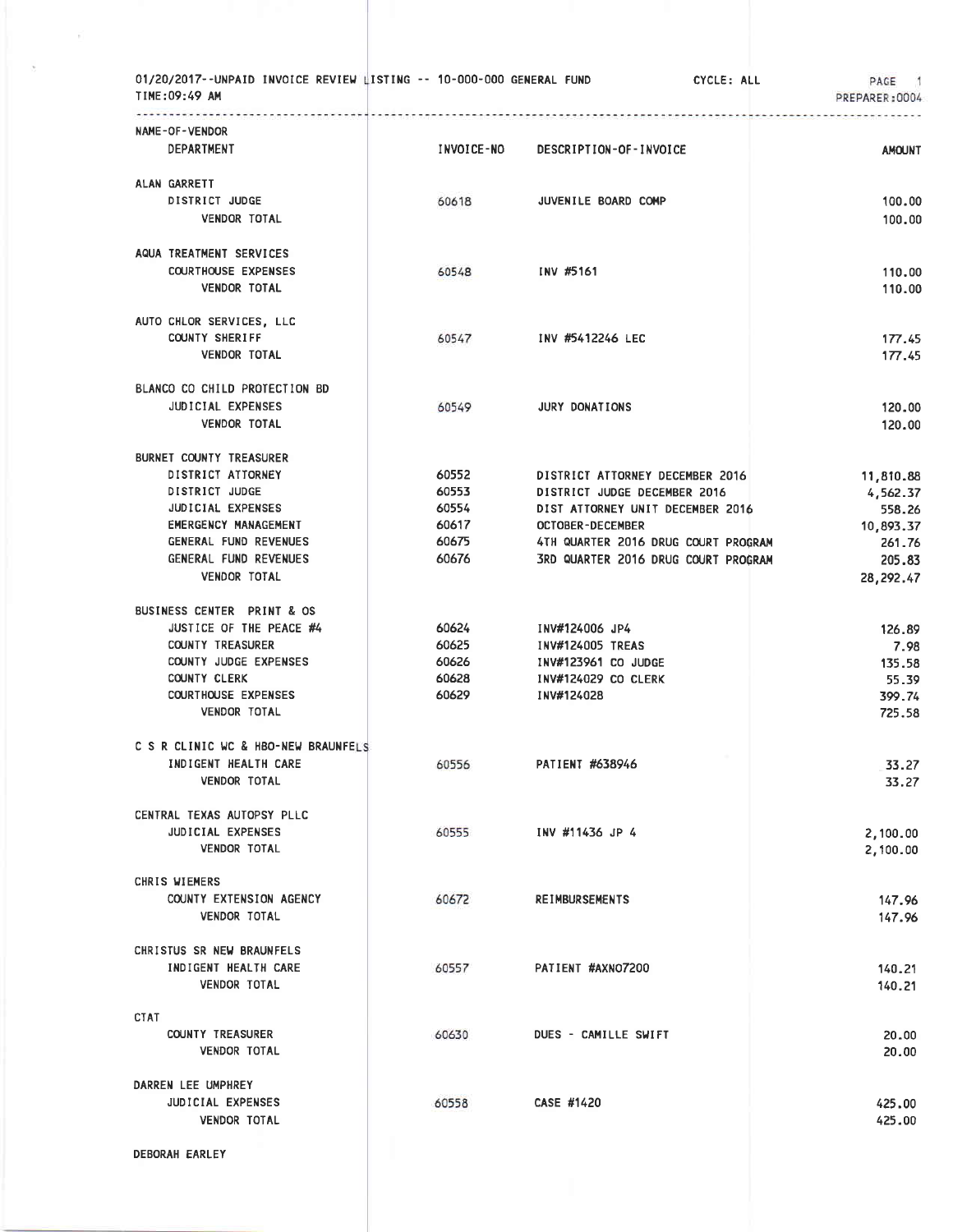01/20/2017--UNPAID INVOICE REVIEW LISTING -- 10-000-000 GENERAL FUND CYCLE: ALL PAGE 1
TIME:09:49 AM PREPARER:0004

| NAME-OF-VENDOR DEPARTMENT | INVOICE-NO | DESCRIPTION-OF-INVOICE | AMOUNT |
|---|---|---|---|
| ALAN GARRETT | | | |
| DISTRICT JUDGE | 60618 | JUVENILE BOARD COMP | 100.00 |
| VENDOR TOTAL | | | 100.00 |
| AQUA TREATMENT SERVICES | | | |
| COURTHOUSE EXPENSES | 60548 | INV #5161 | 110.00 |
| VENDOR TOTAL | | | 110.00 |
| AUTO CHLOR SERVICES, LLC | | | |
| COUNTY SHERIFF | 60547 | INV #5412246 LEC | 177.45 |
| VENDOR TOTAL | | | 177.45 |
| BLANCO CO CHILD PROTECTION BD | | | |
| JUDICIAL EXPENSES | 60549 | JURY DONATIONS | 120.00 |
| VENDOR TOTAL | | | 120.00 |
| BURNET COUNTY TREASURER | | | |
| DISTRICT ATTORNEY | 60552 | DISTRICT ATTORNEY DECEMBER 2016 | 11,810.88 |
| DISTRICT JUDGE | 60553 | DISTRICT JUDGE DECEMBER 2016 | 4,562.37 |
| JUDICIAL EXPENSES | 60554 | DIST ATTORNEY UNIT DECEMBER 2016 | 558.26 |
| EMERGENCY MANAGEMENT | 60617 | OCTOBER-DECEMBER | 10,893.37 |
| GENERAL FUND REVENUES | 60675 | 4TH QUARTER 2016 DRUG COURT PROGRAM | 261.76 |
| GENERAL FUND REVENUES | 60676 | 3RD QUARTER 2016 DRUG COURT PROGRAM | 205.83 |
| VENDOR TOTAL | | | 28,292.47 |
| BUSINESS CENTER PRINT & OS | | | |
| JUSTICE OF THE PEACE #4 | 60624 | INV#124006 JP4 | 126.89 |
| COUNTY TREASURER | 60625 | INV#124005 TREAS | 7.98 |
| COUNTY JUDGE EXPENSES | 60626 | INV#123961 CO JUDGE | 135.58 |
| COUNTY CLERK | 60628 | INV#124029 CO CLERK | 55.39 |
| COURTHOUSE EXPENSES | 60629 | INV#124028 | 399.74 |
| VENDOR TOTAL | | | 725.58 |
| C S R CLINIC WC & HBO-NEW BRAUNFELS | | | |
| INDIGENT HEALTH CARE | 60556 | PATIENT #638946 | 33.27 |
| VENDOR TOTAL | | | 33.27 |
| CENTRAL TEXAS AUTOPSY PLLC | | | |
| JUDICIAL EXPENSES | 60555 | INV #11436 JP 4 | 2,100.00 |
| VENDOR TOTAL | | | 2,100.00 |
| CHRIS WIEMERS | | | |
| COUNTY EXTENSION AGENCY | 60672 | REIMBURSEMENTS | 147.96 |
| VENDOR TOTAL | | | 147.96 |
| CHRISTUS SR NEW BRAUNFELS | | | |
| INDIGENT HEALTH CARE | 60557 | PATIENT #AXNO7200 | 140.21 |
| VENDOR TOTAL | | | 140.21 |
| CTAT | | | |
| COUNTY TREASURER | 60630 | DUES - CAMILLE SWIFT | 20.00 |
| VENDOR TOTAL | | | 20.00 |
| DARREN LEE UMPHREY | | | |
| JUDICIAL EXPENSES | 60558 | CASE #1420 | 425.00 |
| VENDOR TOTAL | | | 425.00 |
| DEBORAH EARLEY | | | |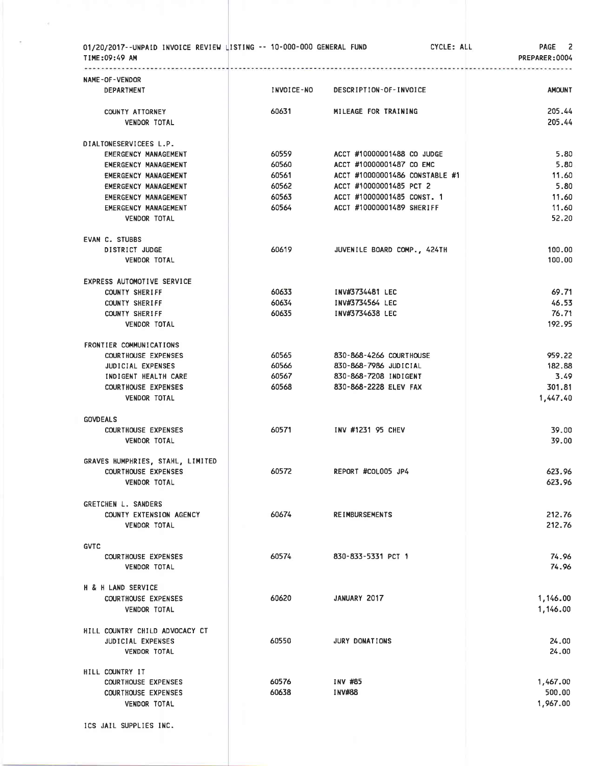01/20/2017--UNPAID INVOICE REVIEW LISTING -- 10-000-000 GENERAL FUND CYCLE: ALL
TIME:09:49 AM PREPARER:0004

| NAME-OF-VENDOR DEPARTMENT | INVOICE-NO | DESCRIPTION-OF-INVOICE | AMOUNT |
|---|---|---|---|
| COUNTY ATTORNEY | 60631 | MILEAGE FOR TRAINING | 205.44 |
| VENDOR TOTAL | | | 205.44 |
| DIALTONESERVICEES L.P. | | | |
| EMERGENCY MANAGEMENT | 60559 | ACCT #10000001488 CO JUDGE | 5.80 |
| EMERGENCY MANAGEMENT | 60560 | ACCT #10000001487 CO EMC | 5.80 |
| EMERGENCY MANAGEMENT | 60561 | ACCT #10000001486 CONSTABLE #1 | 11.60 |
| EMERGENCY MANAGEMENT | 60562 | ACCT #10000001485 PCT 2 | 5.80 |
| EMERGENCY MANAGEMENT | 60563 | ACCT #10000001485 CONST. 1 | 11.60 |
| EMERGENCY MANAGEMENT | 60564 | ACCT #10000001489 SHERIFF | 11.60 |
| VENDOR TOTAL | | | 52.20 |
| EVAN C. STUBBS | | | |
| DISTRICT JUDGE | 60619 | JUVENILE BOARD COMP., 424TH | 100.00 |
| VENDOR TOTAL | | | 100.00 |
| EXPRESS AUTOMOTIVE SERVICE | | | |
| COUNTY SHERIFF | 60633 | INV#3734481 LEC | 69.71 |
| COUNTY SHERIFF | 60634 | INV#3734564 LEC | 46.53 |
| COUNTY SHERIFF | 60635 | INV#3734638 LEC | 76.71 |
| VENDOR TOTAL | | | 192.95 |
| FRONTIER COMMUNICATIONS | | | |
| COURTHOUSE EXPENSES | 60565 | 830-868-4266 COURTHOUSE | 959.22 |
| JUDICIAL EXPENSES | 60566 | 830-868-7986 JUDICIAL | 182.88 |
| INDIGENT HEALTH CARE | 60567 | 830-868-7208 INDIGENT | 3.49 |
| COURTHOUSE EXPENSES | 60568 | 830-868-2228 ELEV FAX | 301.81 |
| VENDOR TOTAL | | | 1,447.40 |
| GOVDEALS | | | |
| COURTHOUSE EXPENSES | 60571 | INV #1231 95 CHEV | 39.00 |
| VENDOR TOTAL | | | 39.00 |
| GRAVES HUMPHRIES, STAHL, LIMITED | | | |
| COURTHOUSE EXPENSES | 60572 | REPORT #COL005 JP4 | 623.96 |
| VENDOR TOTAL | | | 623.96 |
| GRETCHEN L. SANDERS | | | |
| COUNTY EXTENSION AGENCY | 60674 | REIMBURSEMENTS | 212.76 |
| VENDOR TOTAL | | | 212.76 |
| GVTC | | | |
| COURTHOUSE EXPENSES | 60574 | 830-833-5331 PCT 1 | 74.96 |
| VENDOR TOTAL | | | 74.96 |
| H & H LAND SERVICE | | | |
| COURTHOUSE EXPENSES | 60620 | JANUARY 2017 | 1,146.00 |
| VENDOR TOTAL | | | 1,146.00 |
| HILL COUNTRY CHILD ADVOCACY CT | | | |
| JUDICIAL EXPENSES | 60550 | JURY DONATIONS | 24.00 |
| VENDOR TOTAL | | | 24.00 |
| HILL COUNTRY IT | | | |
| COURTHOUSE EXPENSES | 60576 | INV #85 | 1,467.00 |
| COURTHOUSE EXPENSES | 60638 | INV#88 | 500.00 |
| VENDOR TOTAL | | | 1,967.00 |
| ICS JAIL SUPPLIES INC. | | | |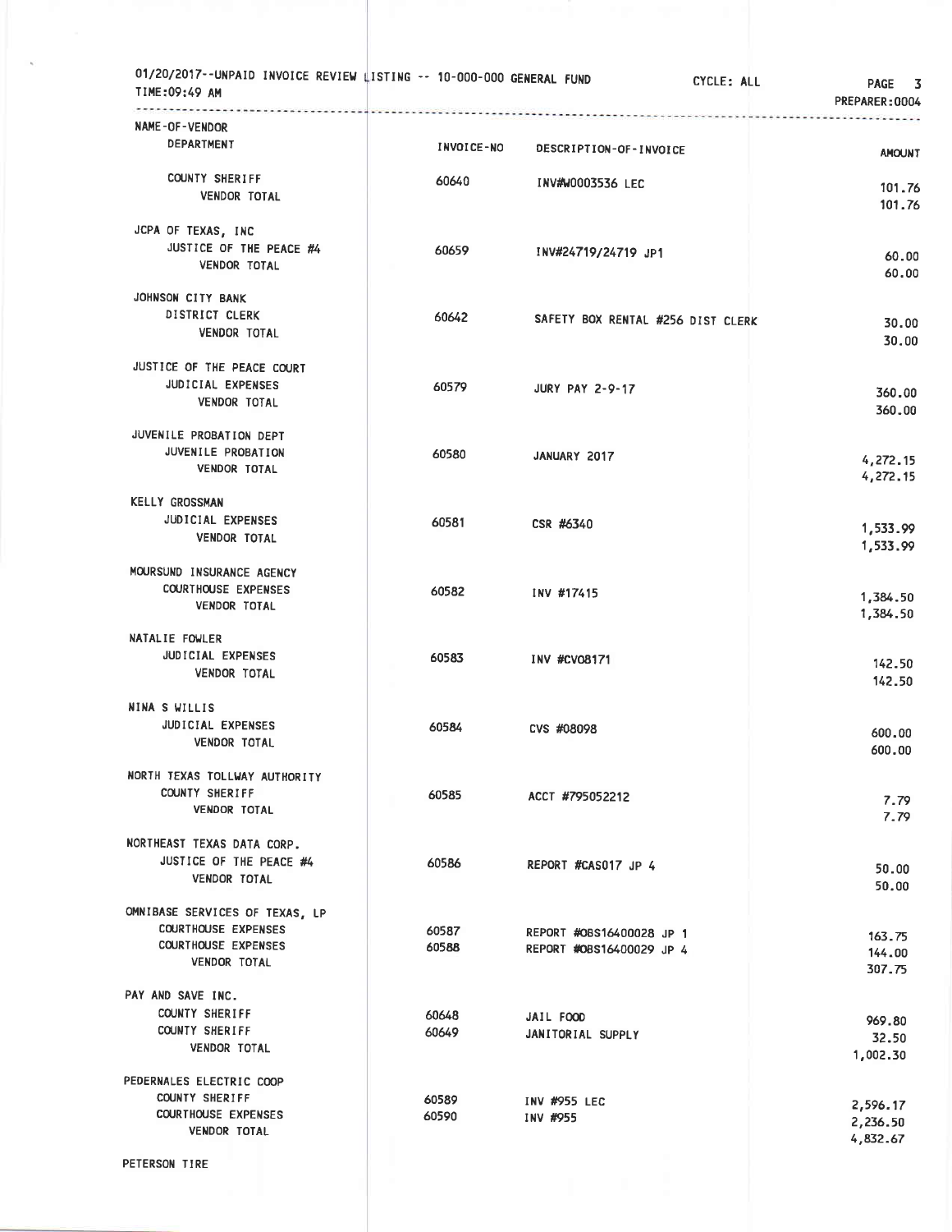01/20/2017--UNPAID INVOICE REVIEW LISTING -- 10-000-000 GENERAL FUND CYCLE: ALL

TIME:09:49 AM PREPARER:0004

| NAME-OF-VENDOR / DEPARTMENT | INVOICE-NO | DESCRIPTION-OF-INVOICE | AMOUNT |
|---|---|---|---|
| COUNTY SHERIFF | 60640 | INV#W0003536 LEC | 101.76 |
| VENDOR TOTAL | | | 101.76 |
| **JCPA OF TEXAS, INC** | | | |
| JUSTICE OF THE PEACE #4 | 60659 | INV#24719/24719 JP1 | 60.00 |
| VENDOR TOTAL | | | 60.00 |
| **JOHNSON CITY BANK** | | | |
| DISTRICT CLERK | 60642 | SAFETY BOX RENTAL #256 DIST CLERK | 30.00 |
| VENDOR TOTAL | | | 30.00 |
| **JUSTICE OF THE PEACE COURT** | | | |
| JUDICIAL EXPENSES | 60579 | JURY PAY 2-9-17 | 360.00 |
| VENDOR TOTAL | | | 360.00 |
| **JUVENILE PROBATION DEPT** | | | |
| JUVENILE PROBATION | 60580 | JANUARY 2017 | 4,272.15 |
| VENDOR TOTAL | | | 4,272.15 |
| **KELLY GROSSMAN** | | | |
| JUDICIAL EXPENSES | 60581 | CSR #6340 | 1,533.99 |
| VENDOR TOTAL | | | 1,533.99 |
| **MOURSUND INSURANCE AGENCY** | | | |
| COURTHOUSE EXPENSES | 60582 | INV #17415 | 1,384.50 |
| VENDOR TOTAL | | | 1,384.50 |
| **NATALIE FOWLER** | | | |
| JUDICIAL EXPENSES | 60583 | INV #CV08171 | 142.50 |
| VENDOR TOTAL | | | 142.50 |
| **NINA S WILLIS** | | | |
| JUDICIAL EXPENSES | 60584 | CVS #08098 | 600.00 |
| VENDOR TOTAL | | | 600.00 |
| **NORTH TEXAS TOLLWAY AUTHORITY** | | | |
| COUNTY SHERIFF | 60585 | ACCT #795052212 | 7.79 |
| VENDOR TOTAL | | | 7.79 |
| **NORTHEAST TEXAS DATA CORP.** | | | |
| JUSTICE OF THE PEACE #4 | 60586 | REPORT #CAS017 JP 4 | 50.00 |
| VENDOR TOTAL | | | 50.00 |
| **OMNIBASE SERVICES OF TEXAS, LP** | | | |
| COURTHOUSE EXPENSES | 60587 | REPORT #OBS16400028 JP 1 | 163.75 |
| COURTHOUSE EXPENSES | 60588 | REPORT #OBS16400029 JP 4 | 144.00 |
| VENDOR TOTAL | | | 307.75 |
| **PAY AND SAVE INC.** | | | |
| COUNTY SHERIFF | 60648 | JAIL FOOD | 969.80 |
| COUNTY SHERIFF | 60649 | JANITORIAL SUPPLY | 32.50 |
| VENDOR TOTAL | | | 1,002.30 |
| **PEDERNALES ELECTRIC COOP** | | | |
| COUNTY SHERIFF | 60589 | INV #955 LEC | 2,596.17 |
| COURTHOUSE EXPENSES | 60590 | INV #955 | 2,236.50 |
| VENDOR TOTAL | | | 4,832.67 |
| **PETERSON TIRE** | | | |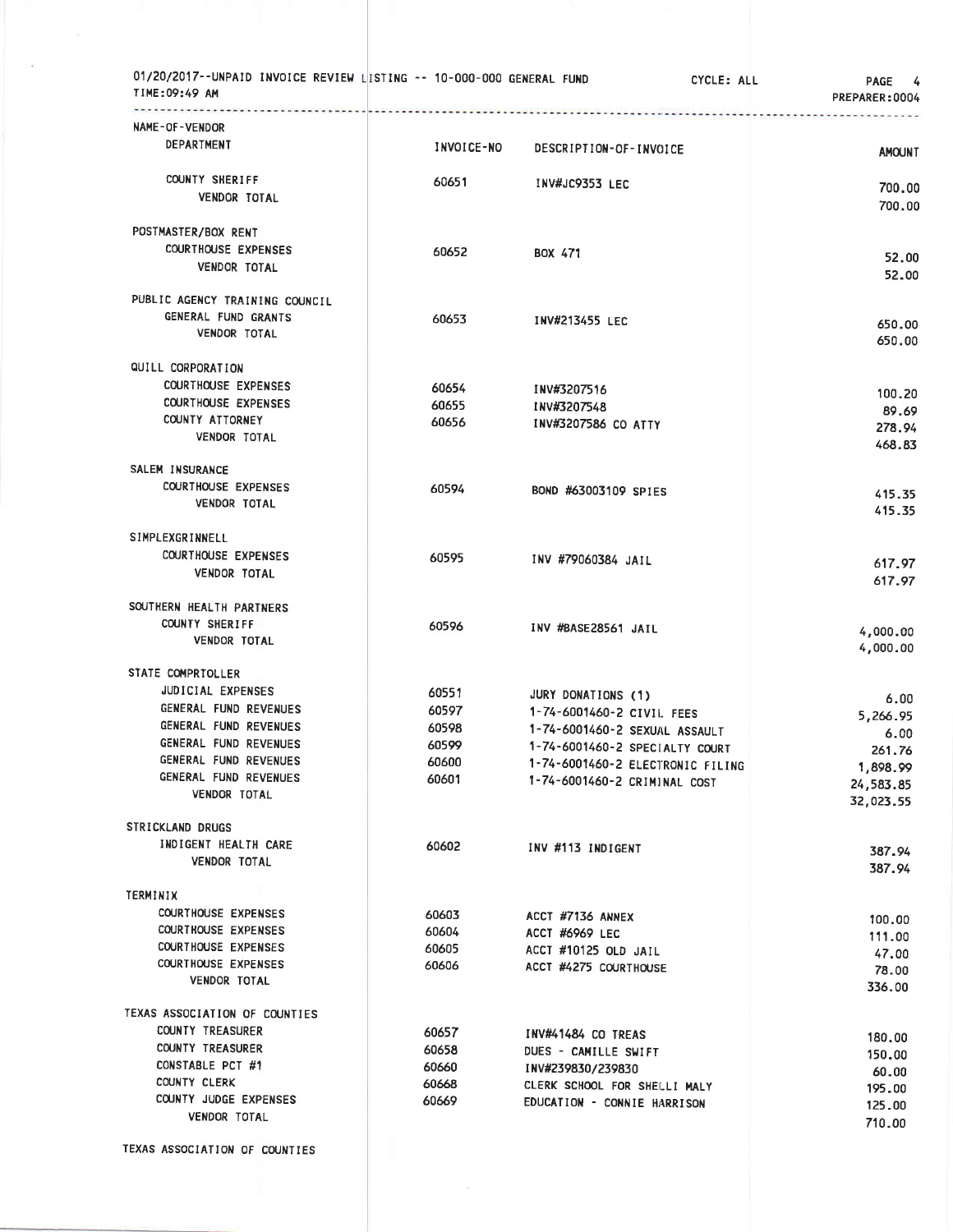01/20/2017--UNPAID INVOICE REVIEW LISTING -- 10-000-000 GENERAL FUND CYCLE: ALL PAGE 4
TIME:09:49 AM PREPARER:0004

| NAME-OF-VENDOR / DEPARTMENT | INVOICE-NO | DESCRIPTION-OF-INVOICE | AMOUNT |
|---|---|---|---|
| COUNTY SHERIFF | 60651 | INV#JC9353 LEC | 700.00 |
| VENDOR TOTAL | | | 700.00 |
| **POSTMASTER/BOX RENT** | | | |
| COURTHOUSE EXPENSES | 60652 | BOX 471 | 52.00 |
| VENDOR TOTAL | | | 52.00 |
| **PUBLIC AGENCY TRAINING COUNCIL** | | | |
| GENERAL FUND GRANTS | 60653 | INV#213455 LEC | 650.00 |
| VENDOR TOTAL | | | 650.00 |
| **QUILL CORPORATION** | | | |
| COURTHOUSE EXPENSES | 60654 | INV#3207516 | 100.20 |
| COURTHOUSE EXPENSES | 60655 | INV#3207548 | 89.69 |
| COUNTY ATTORNEY | 60656 | INV#3207586 CO ATTY | 278.94 |
| VENDOR TOTAL | | | 468.83 |
| **SALEM INSURANCE** | | | |
| COURTHOUSE EXPENSES | 60594 | BOND #63003109 SPIES | 415.35 |
| VENDOR TOTAL | | | 415.35 |
| **SIMPLEXGRINNELL** | | | |
| COURTHOUSE EXPENSES | 60595 | INV #79060384 JAIL | 617.97 |
| VENDOR TOTAL | | | 617.97 |
| **SOUTHERN HEALTH PARTNERS** | | | |
| COUNTY SHERIFF | 60596 | INV #BASE28561 JAIL | 4,000.00 |
| VENDOR TOTAL | | | 4,000.00 |
| **STATE COMPRTOLLER** | | | |
| JUDICIAL EXPENSES | 60551 | JURY DONATIONS (1) | 6.00 |
| GENERAL FUND REVENUES | 60597 | 1-74-6001460-2 CIVIL FEES | 5,266.95 |
| GENERAL FUND REVENUES | 60598 | 1-74-6001460-2 SEXUAL ASSAULT | 6.00 |
| GENERAL FUND REVENUES | 60599 | 1-74-6001460-2 SPECIALTY COURT | 261.76 |
| GENERAL FUND REVENUES | 60600 | 1-74-6001460-2 ELECTRONIC FILING | 1,898.99 |
| GENERAL FUND REVENUES | 60601 | 1-74-6001460-2 CRIMINAL COST | 24,583.85 |
| VENDOR TOTAL | | | 32,023.55 |
| **STRICKLAND DRUGS** | | | |
| INDIGENT HEALTH CARE | 60602 | INV #113 INDIGENT | 387.94 |
| VENDOR TOTAL | | | 387.94 |
| **TERMINIX** | | | |
| COURTHOUSE EXPENSES | 60603 | ACCT #7136 ANNEX | 100.00 |
| COURTHOUSE EXPENSES | 60604 | ACCT #6969 LEC | 111.00 |
| COURTHOUSE EXPENSES | 60605 | ACCT #10125 OLD JAIL | 47.00 |
| COURTHOUSE EXPENSES | 60606 | ACCT #4275 COURTHOUSE | 78.00 |
| VENDOR TOTAL | | | 336.00 |
| **TEXAS ASSOCIATION OF COUNTIES** | | | |
| COUNTY TREASURER | 60657 | INV#41484 CO TREAS | 180.00 |
| COUNTY TREASURER | 60658 | DUES - CAMILLE SWIFT | 150.00 |
| CONSTABLE PCT #1 | 60660 | INV#239830/239830 | 60.00 |
| COUNTY CLERK | 60668 | CLERK SCHOOL FOR SHELLI MALY | 195.00 |
| COUNTY JUDGE EXPENSES | 60669 | EDUCATION - CONNIE HARRISON | 125.00 |
| VENDOR TOTAL | | | 710.00 |
| **TEXAS ASSOCIATION OF COUNTIES** | | | |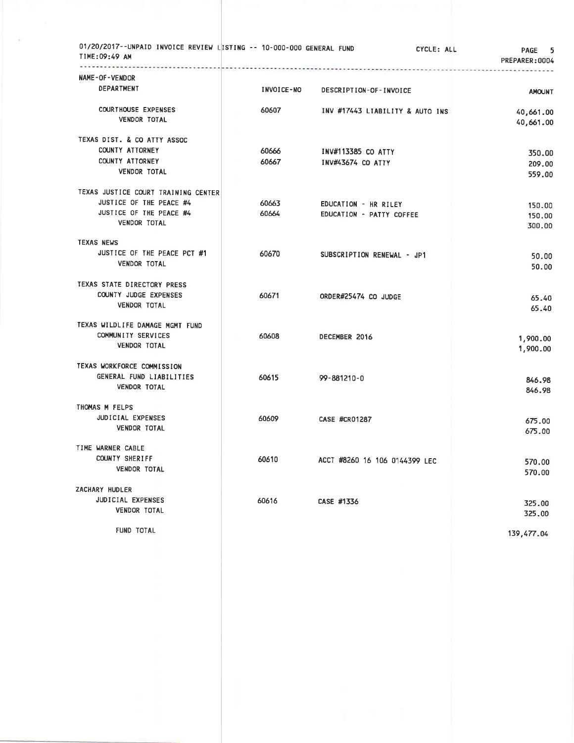01/20/2017--UNPAID INVOICE REVIEW LISTING -- 10-000-000 GENERAL FUND CYCLE: ALL PAGE 5
TIME:09:49 AM PREPARER:0004

| NAME-OF-VENDOR<br>DEPARTMENT | INVOICE-NO | DESCRIPTION-OF-INVOICE | AMOUNT |
|---|---|---|---|
| COURTHOUSE EXPENSES | 60607 | INV #17443 LIABILITY & AUTO INS | 40,661.00 |
| VENDOR TOTAL | | | 40,661.00 |
| TEXAS DIST. & CO ATTY ASSOC | | | |
| COUNTY ATTORNEY | 60666 | INV#113385 CO ATTY | 350.00 |
| COUNTY ATTORNEY | 60667 | INV#43674 CO ATTY | 209.00 |
| VENDOR TOTAL | | | 559.00 |
| TEXAS JUSTICE COURT TRAINING CENTER | | | |
| JUSTICE OF THE PEACE #4 | 60663 | EDUCATION - HR RILEY | 150.00 |
| JUSTICE OF THE PEACE #4 | 60664 | EDUCATION - PATTY COFFEE | 150.00 |
| VENDOR TOTAL | | | 300.00 |
| TEXAS NEWS | | | |
| JUSTICE OF THE PEACE PCT #1 | 60670 | SUBSCRIPTION RENEWAL - JP1 | 50.00 |
| VENDOR TOTAL | | | 50.00 |
| TEXAS STATE DIRECTORY PRESS | | | |
| COUNTY JUDGE EXPENSES | 60671 | ORDER#25474 CO JUDGE | 65.40 |
| VENDOR TOTAL | | | 65.40 |
| TEXAS WILDLIFE DAMAGE MGMT FUND | | | |
| COMMUNITY SERVICES | 60608 | DECEMBER 2016 | 1,900.00 |
| VENDOR TOTAL | | | 1,900.00 |
| TEXAS WORKFORCE COMMISSION | | | |
| GENERAL FUND LIABILITIES | 60615 | 99-881210-0 | 846.98 |
| VENDOR TOTAL | | | 846.98 |
| THOMAS M FELPS | | | |
| JUDICIAL EXPENSES | 60609 | CASE #CR01287 | 675.00 |
| VENDOR TOTAL | | | 675.00 |
| TIME WARNER CABLE | | | |
| COUNTY SHERIFF | 60610 | ACCT #8260 16 106 0144399 LEC | 570.00 |
| VENDOR TOTAL | | | 570.00 |
| ZACHARY HUDLER | | | |
| JUDICIAL EXPENSES | 60616 | CASE #1336 | 325.00 |
| VENDOR TOTAL | | | 325.00 |
| FUND TOTAL | | | 139,477.04 |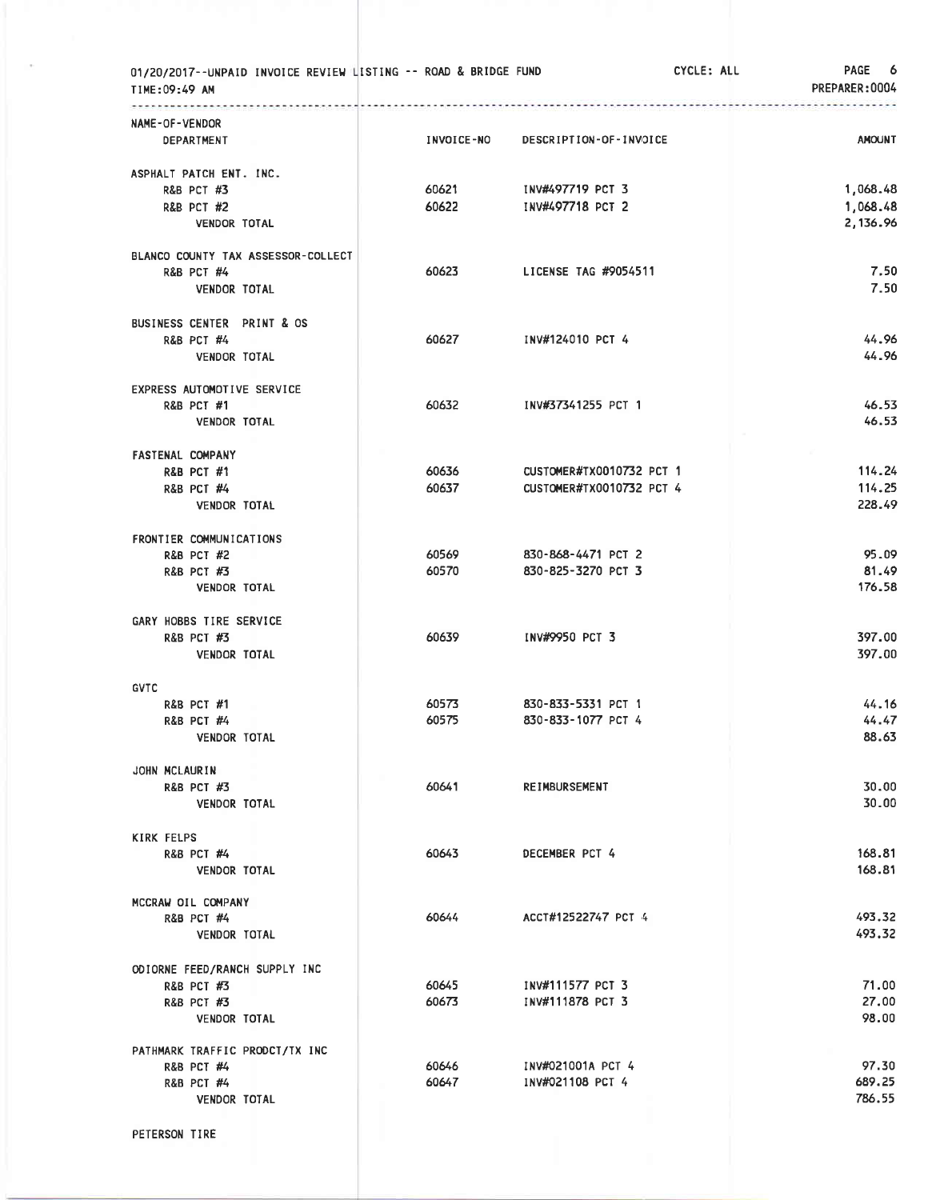01/20/2017--UNPAID INVOICE REVIEW LISTING -- ROAD & BRIDGE FUND CYCLE: ALL
TIME:09:49 AM PREPARER:0004

| NAME-OF-VENDOR / DEPARTMENT | INVOICE-NO | DESCRIPTION-OF-INVOICE | AMOUNT |
|---|---|---|---|
| ASPHALT PATCH ENT. INC. | | | |
| R&B PCT #3 | 60621 | INV#497719 PCT 3 | 1,068.48 |
| R&B PCT #2 | 60622 | INV#497718 PCT 2 | 1,068.48 |
| VENDOR TOTAL | | | 2,136.96 |
| BLANCO COUNTY TAX ASSESSOR-COLLECT | | | |
| R&B PCT #4 | 60623 | LICENSE TAG #9054511 | 7.50 |
| VENDOR TOTAL | | | 7.50 |
| BUSINESS CENTER PRINT & OS | | | |
| R&B PCT #4 | 60627 | INV#124010 PCT 4 | 44.96 |
| VENDOR TOTAL | | | 44.96 |
| EXPRESS AUTOMOTIVE SERVICE | | | |
| R&B PCT #1 | 60632 | INV#37341255 PCT 1 | 46.53 |
| VENDOR TOTAL | | | 46.53 |
| FASTENAL COMPANY | | | |
| R&B PCT #1 | 60636 | CUSTOMER#TX0010732 PCT 1 | 114.24 |
| R&B PCT #4 | 60637 | CUSTOMER#TX0010732 PCT 4 | 114.25 |
| VENDOR TOTAL | | | 228.49 |
| FRONTIER COMMUNICATIONS | | | |
| R&B PCT #2 | 60569 | 830-868-4471 PCT 2 | 95.09 |
| R&B PCT #3 | 60570 | 830-825-3270 PCT 3 | 81.49 |
| VENDOR TOTAL | | | 176.58 |
| GARY HOBBS TIRE SERVICE | | | |
| R&B PCT #3 | 60639 | INV#9950 PCT 3 | 397.00 |
| VENDOR TOTAL | | | 397.00 |
| GVTC | | | |
| R&B PCT #1 | 60573 | 830-833-5331 PCT 1 | 44.16 |
| R&B PCT #4 | 60575 | 830-833-1077 PCT 4 | 44.47 |
| VENDOR TOTAL | | | 88.63 |
| JOHN MCLAURIN | | | |
| R&B PCT #3 | 60641 | REIMBURSEMENT | 30.00 |
| VENDOR TOTAL | | | 30.00 |
| KIRK FELPS | | | |
| R&B PCT #4 | 60643 | DECEMBER PCT 4 | 168.81 |
| VENDOR TOTAL | | | 168.81 |
| MCCRAW OIL COMPANY | | | |
| R&B PCT #4 | 60644 | ACCT#12522747 PCT 4 | 493.32 |
| VENDOR TOTAL | | | 493.32 |
| ODIORNE FEED/RANCH SUPPLY INC | | | |
| R&B PCT #3 | 60645 | INV#111577 PCT 3 | 71.00 |
| R&B PCT #3 | 60673 | INV#111878 PCT 3 | 27.00 |
| VENDOR TOTAL | | | 98.00 |
| PATHMARK TRAFFIC PRODCT/TX INC | | | |
| R&B PCT #4 | 60646 | INV#021001A PCT 4 | 97.30 |
| R&B PCT #4 | 60647 | INV#021108 PCT 4 | 689.25 |
| VENDOR TOTAL | | | 786.55 |
| PETERSON TIRE | | | |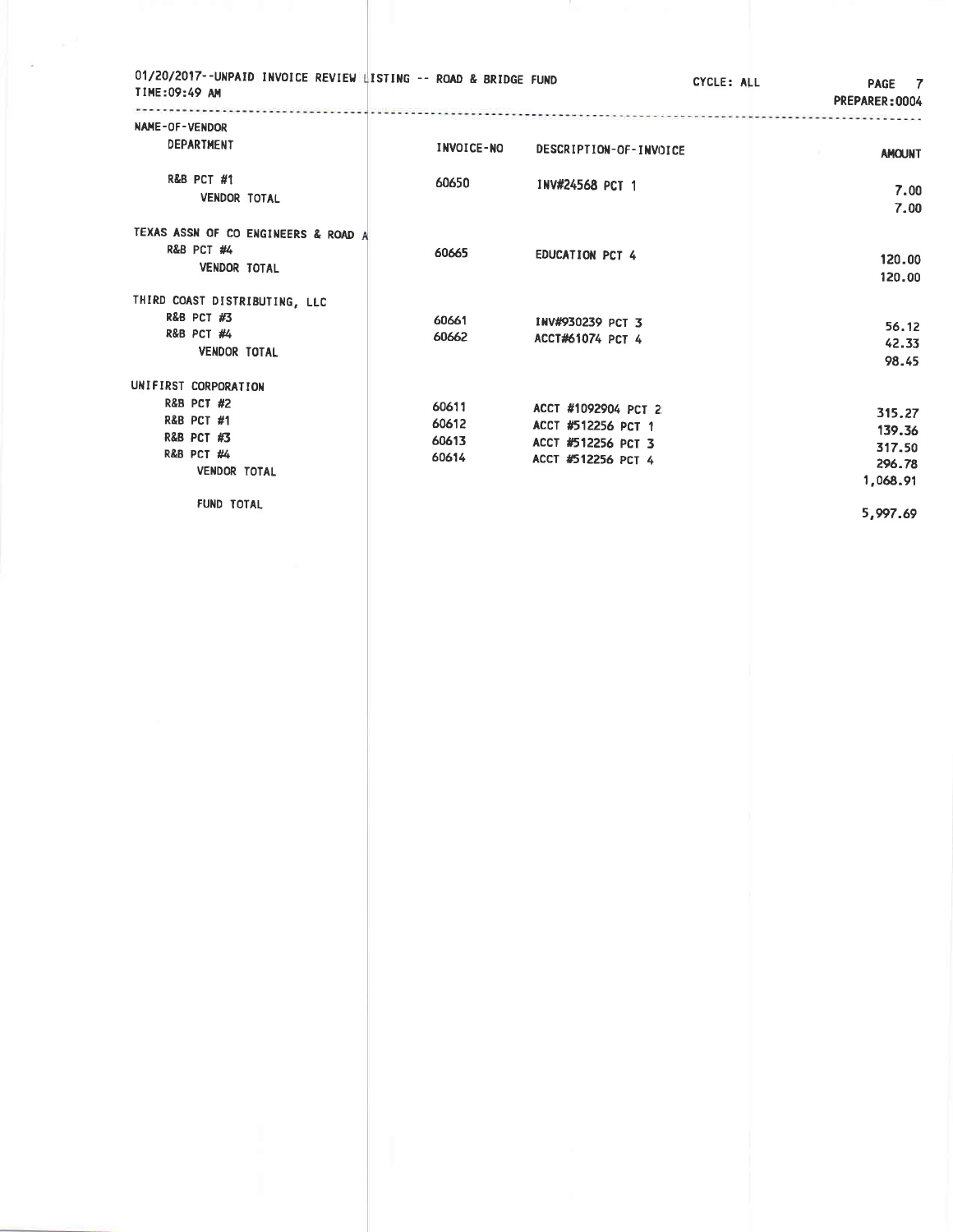01/20/2017--UNPAID INVOICE REVIEW LISTING -- ROAD & BRIDGE FUND    CYCLE: ALL    PREPARER:0004

TIME:09:49 AM

| NAME-OF-VENDOR / DEPARTMENT | INVOICE-NO | DESCRIPTION-OF-INVOICE | AMOUNT |
|---|---|---|---|
| R&B PCT #1 | 60650 | INV#24568 PCT 1 | 7.00 |
| VENDOR TOTAL | | | 7.00 |
| **TEXAS ASSN OF CO ENGINEERS & ROAD A** | | | |
| R&B PCT #4 | 60665 | EDUCATION PCT 4 | 120.00 |
| VENDOR TOTAL | | | 120.00 |
| **THIRD COAST DISTRIBUTING, LLC** | | | |
| R&B PCT #3 | 60661 | INV#930239 PCT 3 | 56.12 |
| R&B PCT #4 | 60662 | ACCT#61074 PCT 4 | 42.33 |
| VENDOR TOTAL | | | 98.45 |
| **UNIFIRST CORPORATION** | | | |
| R&B PCT #2 | 60611 | ACCT #1092904 PCT 2 | 315.27 |
| R&B PCT #1 | 60612 | ACCT #512256 PCT 1 | 139.36 |
| R&B PCT #3 | 60613 | ACCT #512256 PCT 3 | 317.50 |
| R&B PCT #4 | 60614 | ACCT #512256 PCT 4 | 296.78 |
| VENDOR TOTAL | | | 1,068.91 |
| FUND TOTAL | | | 5,997.69 |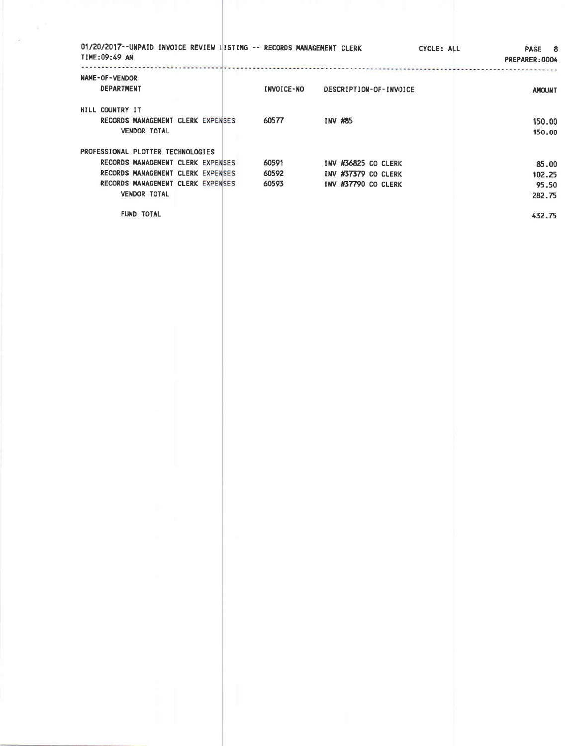01/20/2017--UNPAID INVOICE REVIEW LISTING -- RECORDS MANAGEMENT CLERK CYCLE: ALL
TIME:09:49 AM PREPARER:0004

| NAME-OF-VENDOR / DEPARTMENT | INVOICE-NO | DESCRIPTION-OF-INVOICE | AMOUNT |
|---|---|---|---|
| HILL COUNTRY IT | | | |
| RECORDS MANAGEMENT CLERK EXPENSES | 60577 | INV #85 | 150.00 |
| VENDOR TOTAL | | | 150.00 |
| PROFESSIONAL PLOTTER TECHNOLOGIES | | | |
| RECORDS MANAGEMENT CLERK EXPENSES | 60591 | INV #36825 CO CLERK | 85.00 |
| RECORDS MANAGEMENT CLERK EXPENSES | 60592 | INV #37379 CO CLERK | 102.25 |
| RECORDS MANAGEMENT CLERK EXPENSES | 60593 | INV #37790 CO CLERK | 95.50 |
| VENDOR TOTAL | | | 282.75 |
| FUND TOTAL | | | 432.75 |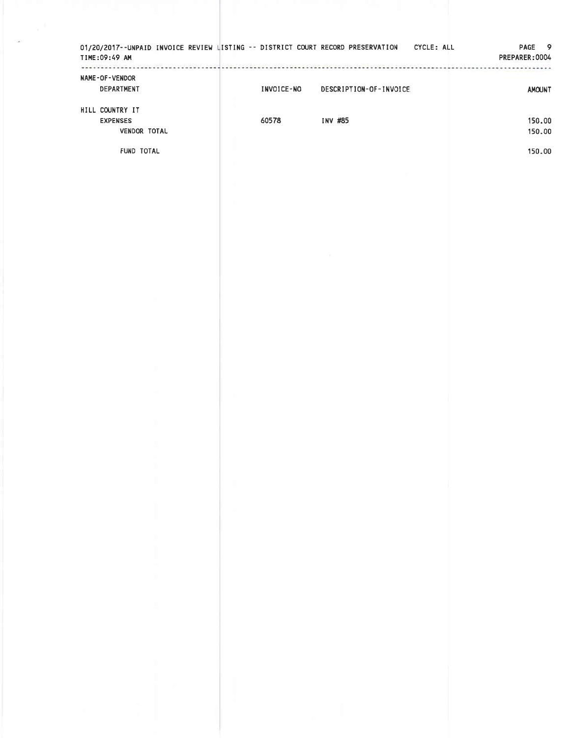01/20/2017--UNPAID INVOICE REVIEW LISTING -- DISTRICT COURT RECORD PRESERVATION CYCLE: ALL
TIME:09:49 AM
PREPARER:0004

| NAME-OF-VENDOR<br>DEPARTMENT | INVOICE-NO | DESCRIPTION-OF-INVOICE | AMOUNT |
|---|---|---|---|
| HILL COUNTRY IT | | | |
| EXPENSES | 60578 | INV #85 | 150.00 |
| VENDOR TOTAL | | | 150.00 |
| FUND TOTAL | | | 150.00 |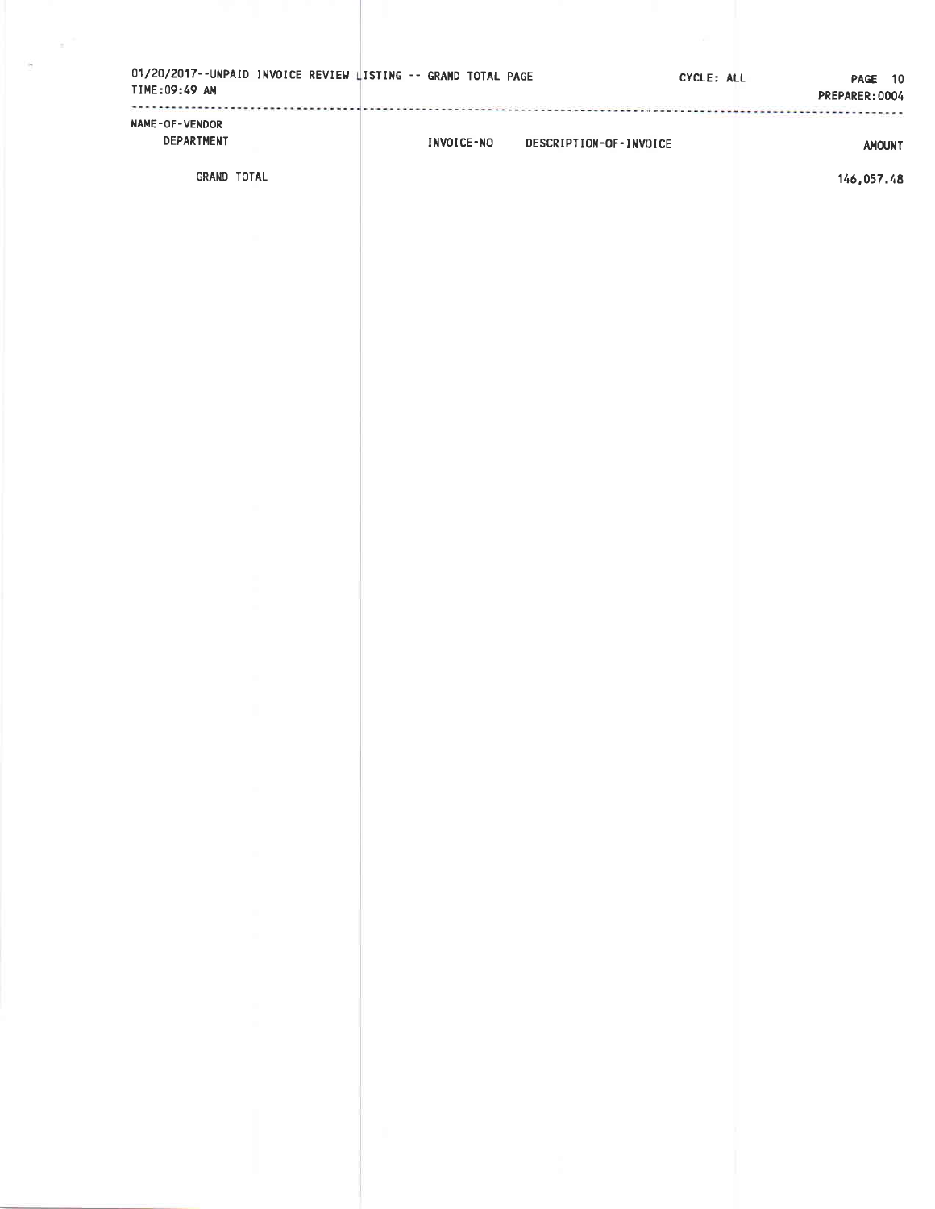01/20/2017--UNPAID INVOICE REVIEW LISTING -- GRAND TOTAL PAGE

TIME:09:49 AM

CYCLE: ALL

PREPARER:0004

| NAME-OF-VENDOR DEPARTMENT | INVOICE-NO | DESCRIPTION-OF-INVOICE | AMOUNT |
|---|---|---|---|
| GRAND TOTAL | | | 146,057.48 |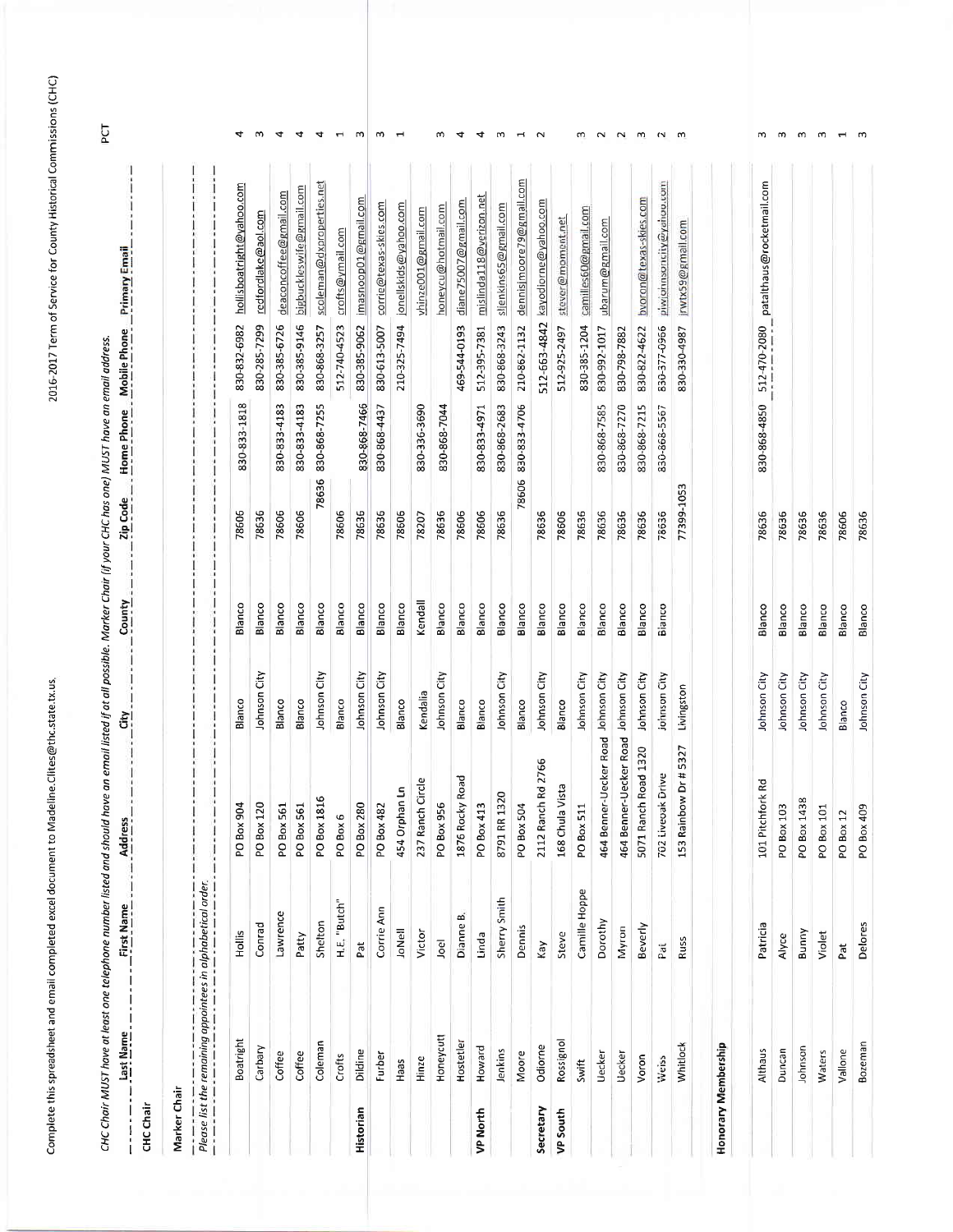Complete this spreadsheet and email completed excel document to Madeline.Clites@thc.state.tx.us.

2016-2017 Term of Service for County Historical Commissions (CHC)

*CHC Chair MUST have at least one telephone number listed and should have an email listed if at all possible. Marker Chair (if your CHC has one) MUST have an email address.*

| | Last Name | First Name | Address | City | County | Zip Code | Home Phone | Mobile Phone | Primary Email | PCT |
|---|---|---|---|---|---|---|---|---|---|---|
| CHC Chair | | | | | | | | | | |
| Marker Chair | | | | | | | | | | |
| *Please list the remaining appointees in alphabetical order.* | | | | | | | | | | |
| | Boatright | Hollis | PO Box 904 | Blanco | Blanco | 78606 | 830-833-1818 | 830-832-6982 | hollisboatright@yahoo.com | 4 |
| | Carbary | Conrad | PO Box 120 | Johnson City | Blanco | 78636 | | 830-285-7299 | redfordlake@aol.com | 3 |
| | Coffee | Lawrence | PO Box 561 | Blanco | Blanco | 78606 | 830-833-4183 | 830-385-6726 | deaconcoffee@gmail.com | 4 |
| | Coffee | Patty | PO Box 561 | Blanco | Blanco | 78606 | 830-833-4183 | 830-385-9146 | bigbuckleswife@gmail.com | 4 |
| | Coleman | Shelton | PO Box 1816 | Johnson City | Blanco | 78636 | 830-868-7255 | 830-868-3257 | scoleman@dcxproperties.net | 4 |
| | Crofts | H.E. "Butch" | PO Box 6 | Blanco | Blanco | 78606 | | 512-740-4523 | crofts@ymail.com | 1 |
| Historian | Dildine | Pat | PO Box 280 | Johnson City | Blanco | 78636 | 830-868-7466 | 830-385-9062 | imasnoop01@gmail.com | 3 |
| | Furber | Corrie Ann | PO Box 482 | Johnson City | Blanco | 78636 | 830-868-4437 | 830-613-5007 | corrie@texas-skies.com | 3 |
| | Haas | JoNell | 454 Orphan Ln | Blanco | Blanco | 78606 | | 210-325-7494 | jonellskids@yahoo.com | 1 |
| | Hinze | Victor | 237 Ranch Circle | Kendalia | Kendall | 78207 | 830-336-3690 | | vhinze001@gmail.com | |
| | Honeycutt | Joel | PO Box 956 | Johnson City | Blanco | 78636 | 830-868-7044 | | honeycu@hotmail.com | 3 |
| | Hostetler | Dianne B. | 1876 Rocky Road | Blanco | Blanco | 78606 | | 469-544-0193 | diane75007@gmail.com | 4 |
| VP North | Howard | Linda | PO Box 413 | Blanco | Blanco | 78606 | 830-833-4971 | 512-395-7381 | mislinda118@verizon.net | 4 |
| | Jenkins | Sherry Smith | 8791 RR 1320 | Johnson City | Blanco | 78636 | 830-868-2683 | 830-868-3243 | sljenkins65@gmail.com | 3 |
| | Moore | Dennis | PO Box 504 | Blanco | Blanco | 78606 | 830-833-4706 | 210-862-1132 | dennisjmoore79@gmail.com | 1 |
| Secretary | Odiorne | Kay | 2112 Ranch Rd 2766 | Johnson City | Blanco | 78636 | | 512-663-4842 | kayodiorne@yahoo.com | 2 |
| VP South | Rossignol | Steve | 168 Chula Vista | Blanco | Blanco | 78606 | | 512-925-2497 | stever@moment.net | |
| | Swift | Camille Hoppe | PO Box 511 | Johnson City | Blanco | 78636 | | 830-385-1204 | camilles60@gmail.com | 3 |
| | Uecker | Dorothy | 464 Benner-Uecker Road | Johnson City | Blanco | 78636 | 830-868-7585 | 830-992-1017 | ubarum@gmail.com | 2 |
| | Uecker | Myron | 464 Benner-Uecker Road | Johnson City | Blanco | 78636 | 830-868-7270 | 830-798-7882 | | 2 |
| | Voron | Beverly | 5071 Ranch Road 1320 | Johnson City | Blanco | 78636 | 830-868-7215 | 830-822-4622 | bvoron@texas-skies.com | 3 |
| | Weiss | Pat | 702 Liveoak Drive | Johnson City | Blanco | 78636 | 830-868-5567 | 830-377-0966 | pjwjohnsoncity@yahoo.com | 2 |
| | Whitlock | Russ | 153 Rainbow Dr # 5327 | Livingston | | 77399-1053 | | 830-330-4987 | jrwtx59@gmail.com | 3 |
| Honorary Membership | | | | | | | | | | |
| | Althaus | Patricia | 101 Pitchfork Rd | Johnson City | Blanco | 78636 | 830-868-4850 | 512-470-2080 | patalthaus@rocketmail.com | 3 |
| | Duncan | Alyce | PO Box 103 | Johnson City | Blanco | 78636 | | | | 3 |
| | Johnson | Bunny | PO Box 1438 | Johnson City | Blanco | 78636 | | | | 3 |
| | Waters | Violet | PO Box 101 | Johnson City | Blanco | 78636 | | | | 3 |
| | Vallone | Pat | PO Box 12 | Blanco | Blanco | 78606 | | | | 1 |
| | Bozeman | Delores | PO Box 409 | Johnson City | Blanco | 78636 | | | | 3 |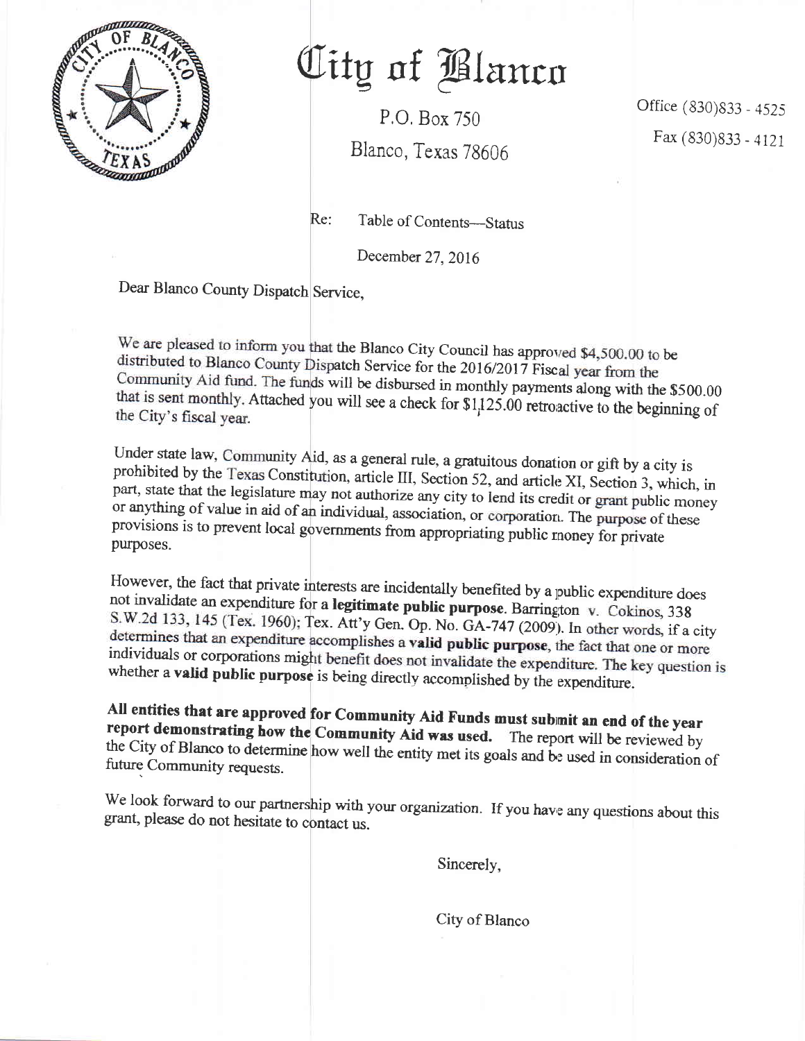# City of Blanco

P.O. Box 750

Blanco, Texas 78606

Office (830)833 - 4525

Fax (830)833 - 4121

Re: Table of Contents—Status

December 27, 2016

Dear Blanco County Dispatch Service,

We are pleased to inform you that the Blanco City Council has approved $4,500.00 to be distributed to Blanco County Dispatch Service for the 2016/2017 Fiscal year from the Community Aid fund. The funds will be disbursed in monthly payments along with the $500.00 that is sent monthly. Attached you will see a check for $1,125.00 retroactive to the beginning of the City's fiscal year.

Under state law, Community Aid, as a general rule, a gratuitous donation or gift by a city is prohibited by the Texas Constitution, article III, Section 52, and article XI, Section 3, which, in part, state that the legislature may not authorize any city to lend its credit or grant public money or anything of value in aid of an individual, association, or corporation. The purpose of these provisions is to prevent local governments from appropriating public money for private purposes.

However, the fact that private interests are incidentally benefited by a public expenditure does not invalidate an expenditure for a **legitimate public purpose**. Barrington v. Cokinos, 338 S.W.2d 133, 145 (Tex. 1960); Tex. Att'y Gen. Op. No. GA-747 (2009). In other words, if a city determines that an expenditure accomplishes a **valid public purpose**, the fact that one or more individuals or corporations might benefit does not invalidate the expenditure. The key question is whether a **valid public purpose** is being directly accomplished by the expenditure.

**All entities that are approved for Community Aid Funds must submit an end of the year report demonstrating how the Community Aid was used.** The report will be reviewed by the City of Blanco to determine how well the entity met its goals and be used in consideration of future Community requests.

We look forward to our partnership with your organization. If you have any questions about this grant, please do not hesitate to contact us.

Sincerely,

City of Blanco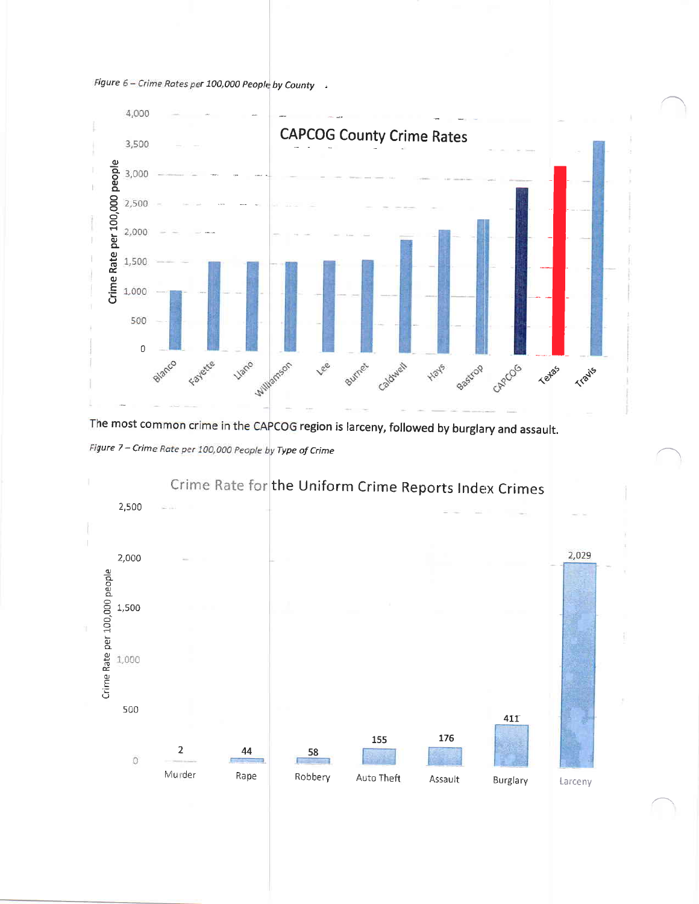*Figure 6 – Crime Rates per 100,000 People by County*

CAPCOG County Crime Rates

Crime Rate per 100,000 people

4,000
3,500
3,000
2,500
2,000
1,500
1,000
500
0

Blanco
Fayette
Llano
Williamson
Lee
Burnet
Caldwell
Hays
Bastrop
CAPCOG
Texas
Travis

The most common crime in the CAPCOG region is larceny, followed by burglary and assault.

*Figure 7 – Crime Rate per 100,000 People by Type of Crime*

Crime Rate for the Uniform Crime Reports Index Crimes

Crime Rate per 100,000 people

2,500
2,000
1,500
1,000
500
0

2
Murder

44
Rape

58
Robbery

155
Auto Theft

176
Assault

411
Burglary

2,029
Larceny